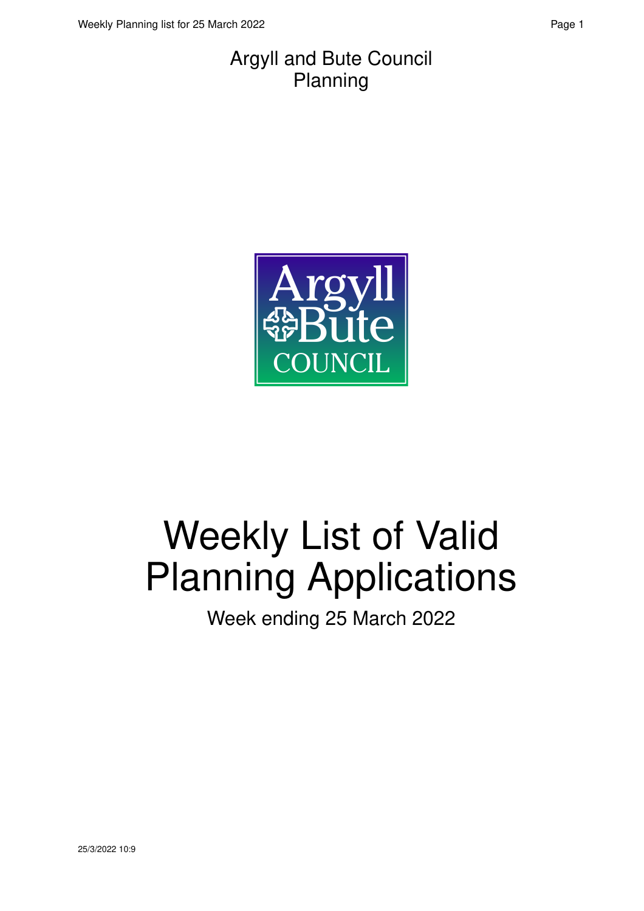Argyll and Bute Council
Planning

# Weekly List of Valid Planning Applications

Week ending 25 March 2022

25/3/2022 10:9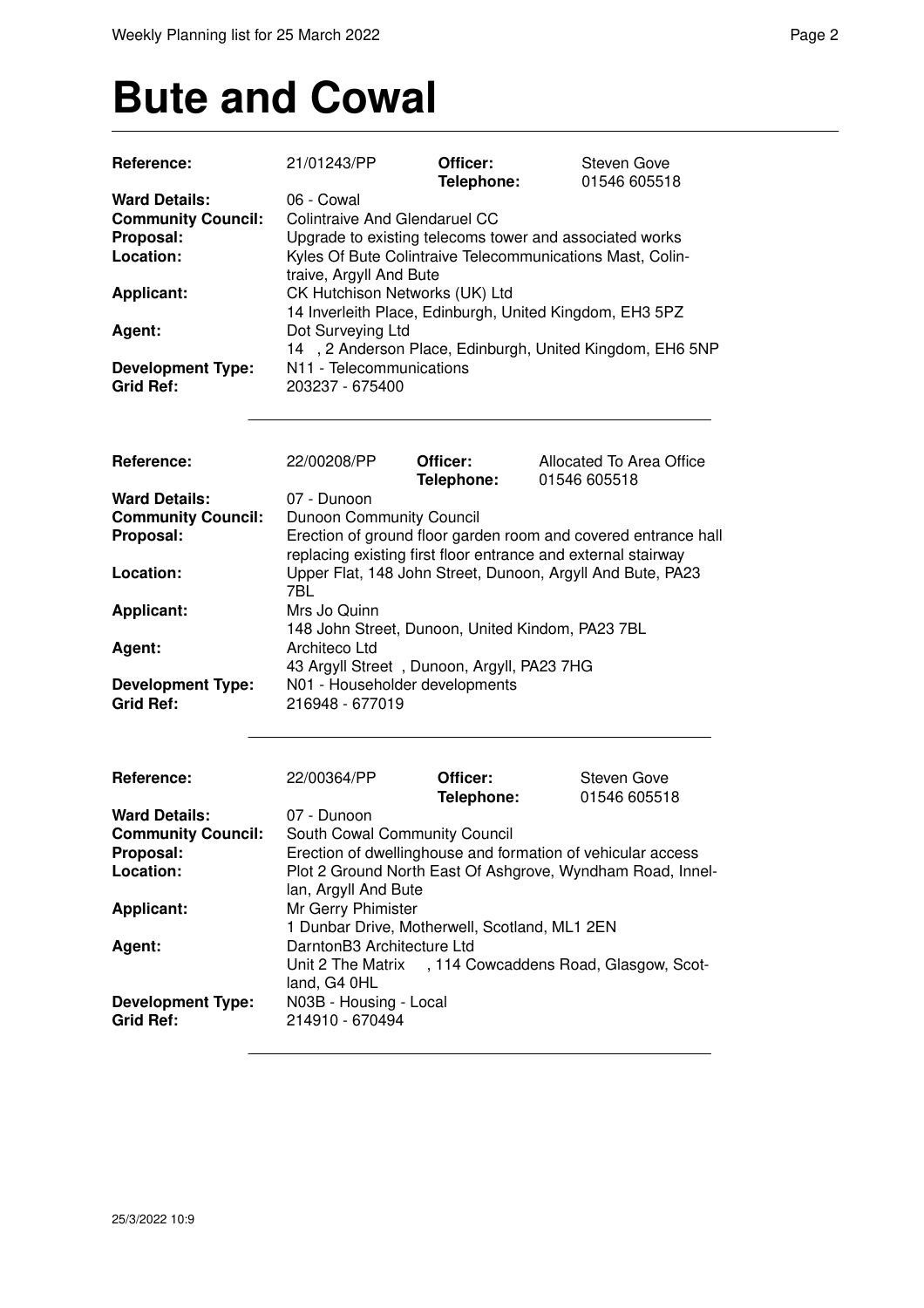# Bute and Cowal

| | | | |
|---|---|---|---|
| **Reference:** | 21/01243/PP | **Officer:** **Telephone:** | Steven Gove 01546 605518 |
| **Ward Details:** | 06 - Cowal | | |
| **Community Council:** | Colintraive And Glendaruel CC | | |
| **Proposal:** | Upgrade to existing telecoms tower and associated works | | |
| **Location:** | Kyles Of Bute Colintraive Telecommunications Mast, Colintraive, Argyll And Bute | | |
| **Applicant:** | CK Hutchison Networks (UK) Ltd 14 Inverleith Place, Edinburgh, United Kingdom, EH3 5PZ | | |
| **Agent:** | Dot Surveying Ltd 14 , 2 Anderson Place, Edinburgh, United Kingdom, EH6 5NP | | |
| **Development Type:** | N11 - Telecommunications | | |
| **Grid Ref:** | 203237 - 675400 | | |

---

| | | | |
|---|---|---|---|
| **Reference:** | 22/00208/PP | **Officer:** **Telephone:** | Allocated To Area Office 01546 605518 |
| **Ward Details:** | 07 - Dunoon | | |
| **Community Council:** | Dunoon Community Council | | |
| **Proposal:** | Erection of ground floor garden room and covered entrance hall replacing existing first floor entrance and external stairway | | |
| **Location:** | Upper Flat, 148 John Street, Dunoon, Argyll And Bute, PA23 7BL | | |
| **Applicant:** | Mrs Jo Quinn 148 John Street, Dunoon, United Kindom, PA23 7BL | | |
| **Agent:** | Architeco Ltd 43 Argyll Street , Dunoon, Argyll, PA23 7HG | | |
| **Development Type:** | N01 - Householder developments | | |
| **Grid Ref:** | 216948 - 677019 | | |

---

| | | | |
|---|---|---|---|
| **Reference:** | 22/00364/PP | **Officer:** **Telephone:** | Steven Gove 01546 605518 |
| **Ward Details:** | 07 - Dunoon | | |
| **Community Council:** | South Cowal Community Council | | |
| **Proposal:** | Erection of dwellinghouse and formation of vehicular access | | |
| **Location:** | Plot 2 Ground North East Of Ashgrove, Wyndham Road, Innellan, Argyll And Bute | | |
| **Applicant:** | Mr Gerry Phimister 1 Dunbar Drive, Motherwell, Scotland, ML1 2EN | | |
| **Agent:** | DarntonB3 Architecture Ltd Unit 2 The Matrix , 114 Cowcaddens Road, Glasgow, Scotland, G4 0HL | | |
| **Development Type:** | N03B - Housing - Local | | |
| **Grid Ref:** | 214910 - 670494 | | |

---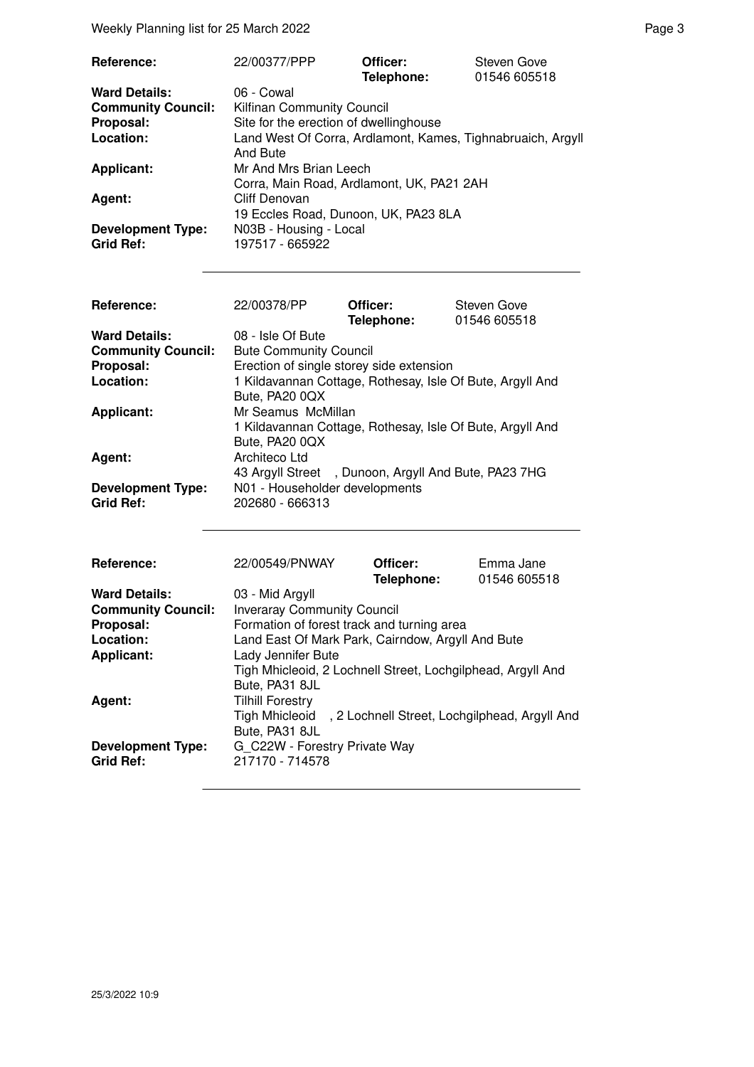| | | | |
|---|---|---|---|
| **Reference:** | 22/00377/PPP | **Officer:** **Telephone:** | Steven Gove 01546 605518 |
| **Ward Details:** | 06 - Cowal | | |
| **Community Council:** | Kilfinan Community Council | | |
| **Proposal:** | Site for the erection of dwellinghouse | | |
| **Location:** | Land West Of Corra, Ardlamont, Kames, Tighnabruaich, Argyll And Bute | | |
| **Applicant:** | Mr And Mrs Brian Leech Corra, Main Road, Ardlamont, UK, PA21 2AH | | |
| **Agent:** | Cliff Denovan 19 Eccles Road, Dunoon, UK, PA23 8LA | | |
| **Development Type:** | N03B - Housing - Local | | |
| **Grid Ref:** | 197517 - 665922 | | |

| | | | |
|---|---|---|---|
| **Reference:** | 22/00378/PP | **Officer:** **Telephone:** | Steven Gove 01546 605518 |
| **Ward Details:** | 08 - Isle Of Bute | | |
| **Community Council:** | Bute Community Council | | |
| **Proposal:** | Erection of single storey side extension | | |
| **Location:** | 1 Kildavannan Cottage, Rothesay, Isle Of Bute, Argyll And Bute, PA20 0QX | | |
| **Applicant:** | Mr Seamus McMillan 1 Kildavannan Cottage, Rothesay, Isle Of Bute, Argyll And Bute, PA20 0QX | | |
| **Agent:** | Architeco Ltd 43 Argyll Street , Dunoon, Argyll And Bute, PA23 7HG | | |
| **Development Type:** | N01 - Householder developments | | |
| **Grid Ref:** | 202680 - 666313 | | |

| | | | |
|---|---|---|---|
| **Reference:** | 22/00549/PNWAY | **Officer:** **Telephone:** | Emma Jane 01546 605518 |
| **Ward Details:** | 03 - Mid Argyll | | |
| **Community Council:** | Inveraray Community Council | | |
| **Proposal:** | Formation of forest track and turning area | | |
| **Location:** | Land East Of Mark Park, Cairndow, Argyll And Bute | | |
| **Applicant:** | Lady Jennifer Bute Tigh Mhicleoid, 2 Lochnell Street, Lochgilphead, Argyll And Bute, PA31 8JL | | |
| **Agent:** | Tilhill Forestry Tigh Mhicleoid , 2 Lochnell Street, Lochgilphead, Argyll And Bute, PA31 8JL | | |
| **Development Type:** | G_C22W - Forestry Private Way | | |
| **Grid Ref:** | 217170 - 714578 | | |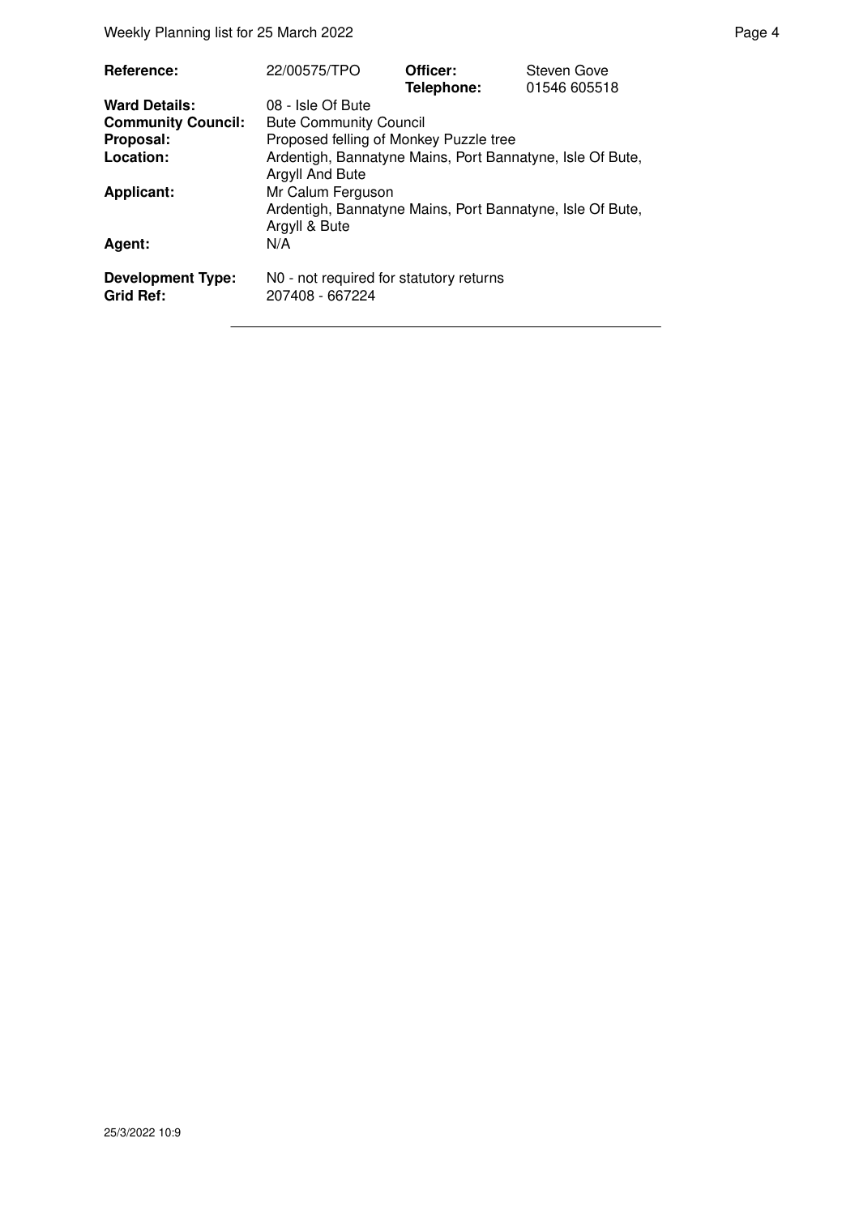| | | | |
|---|---|---|---|
| **Reference:** | 22/00575/TPO | **Officer:** **Telephone:** | Steven Gove 01546 605518 |
| **Ward Details:** | 08 - Isle Of Bute | | |
| **Community Council:** | Bute Community Council | | |
| **Proposal:** | Proposed felling of Monkey Puzzle tree | | |
| **Location:** | Ardentigh, Bannatyne Mains, Port Bannatyne, Isle Of Bute, Argyll And Bute | | |
| **Applicant:** | Mr Calum Ferguson Ardentigh, Bannatyne Mains, Port Bannatyne, Isle Of Bute, Argyll & Bute | | |
| **Agent:** | N/A | | |
| **Development Type:** | N0 - not required for statutory returns | | |
| **Grid Ref:** | 207408 - 667224 | | |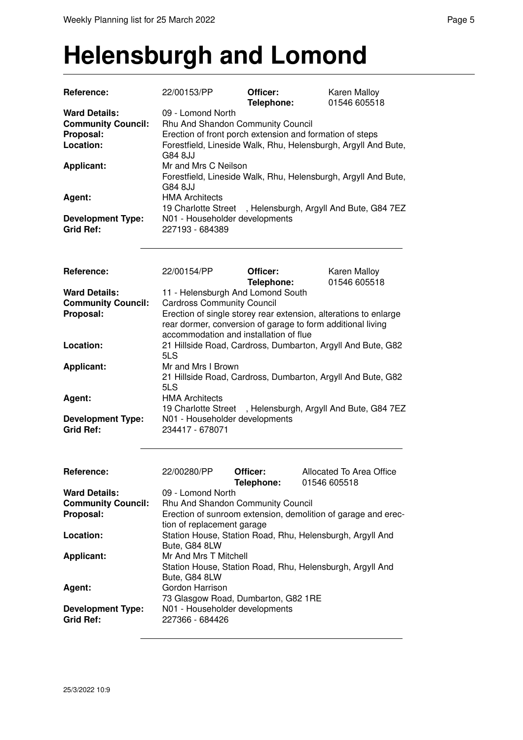# Helensburgh and Lomond

| | | | |
|---|---|---|---|
| **Reference:** | 22/00153/PP | **Officer:** **Telephone:** | Karen Malloy 01546 605518 |
| **Ward Details:** | 09 - Lomond North | | |
| **Community Council:** | Rhu And Shandon Community Council | | |
| **Proposal:** | Erection of front porch extension and formation of steps | | |
| **Location:** | Forestfield, Lineside Walk, Rhu, Helensburgh, Argyll And Bute, G84 8JJ | | |
| **Applicant:** | Mr and Mrs C Neilson<br>Forestfield, Lineside Walk, Rhu, Helensburgh, Argyll And Bute, G84 8JJ | | |
| **Agent:** | HMA Architects<br>19 Charlotte Street , Helensburgh, Argyll And Bute, G84 7EZ | | |
| **Development Type:** | N01 - Householder developments | | |
| **Grid Ref:** | 227193 - 684389 | | |

| | | | |
|---|---|---|---|
| **Reference:** | 22/00154/PP | **Officer:** **Telephone:** | Karen Malloy 01546 605518 |
| **Ward Details:** | 11 - Helensburgh And Lomond South | | |
| **Community Council:** | Cardross Community Council | | |
| **Proposal:** | Erection of single storey rear extension, alterations to enlarge rear dormer, conversion of garage to form additional living accommodation and installation of flue | | |
| **Location:** | 21 Hillside Road, Cardross, Dumbarton, Argyll And Bute, G82 5LS | | |
| **Applicant:** | Mr and Mrs I Brown<br>21 Hillside Road, Cardross, Dumbarton, Argyll And Bute, G82 5LS | | |
| **Agent:** | HMA Architects<br>19 Charlotte Street , Helensburgh, Argyll And Bute, G84 7EZ | | |
| **Development Type:** | N01 - Householder developments | | |
| **Grid Ref:** | 234417 - 678071 | | |

| | | | |
|---|---|---|---|
| **Reference:** | 22/00280/PP | **Officer:** **Telephone:** | Allocated To Area Office 01546 605518 |
| **Ward Details:** | 09 - Lomond North | | |
| **Community Council:** | Rhu And Shandon Community Council | | |
| **Proposal:** | Erection of sunroom extension, demolition of garage and erection of replacement garage | | |
| **Location:** | Station House, Station Road, Rhu, Helensburgh, Argyll And Bute, G84 8LW | | |
| **Applicant:** | Mr And Mrs T Mitchell<br>Station House, Station Road, Rhu, Helensburgh, Argyll And Bute, G84 8LW | | |
| **Agent:** | Gordon Harrison<br>73 Glasgow Road, Dumbarton, G82 1RE | | |
| **Development Type:** | N01 - Householder developments | | |
| **Grid Ref:** | 227366 - 684426 | | |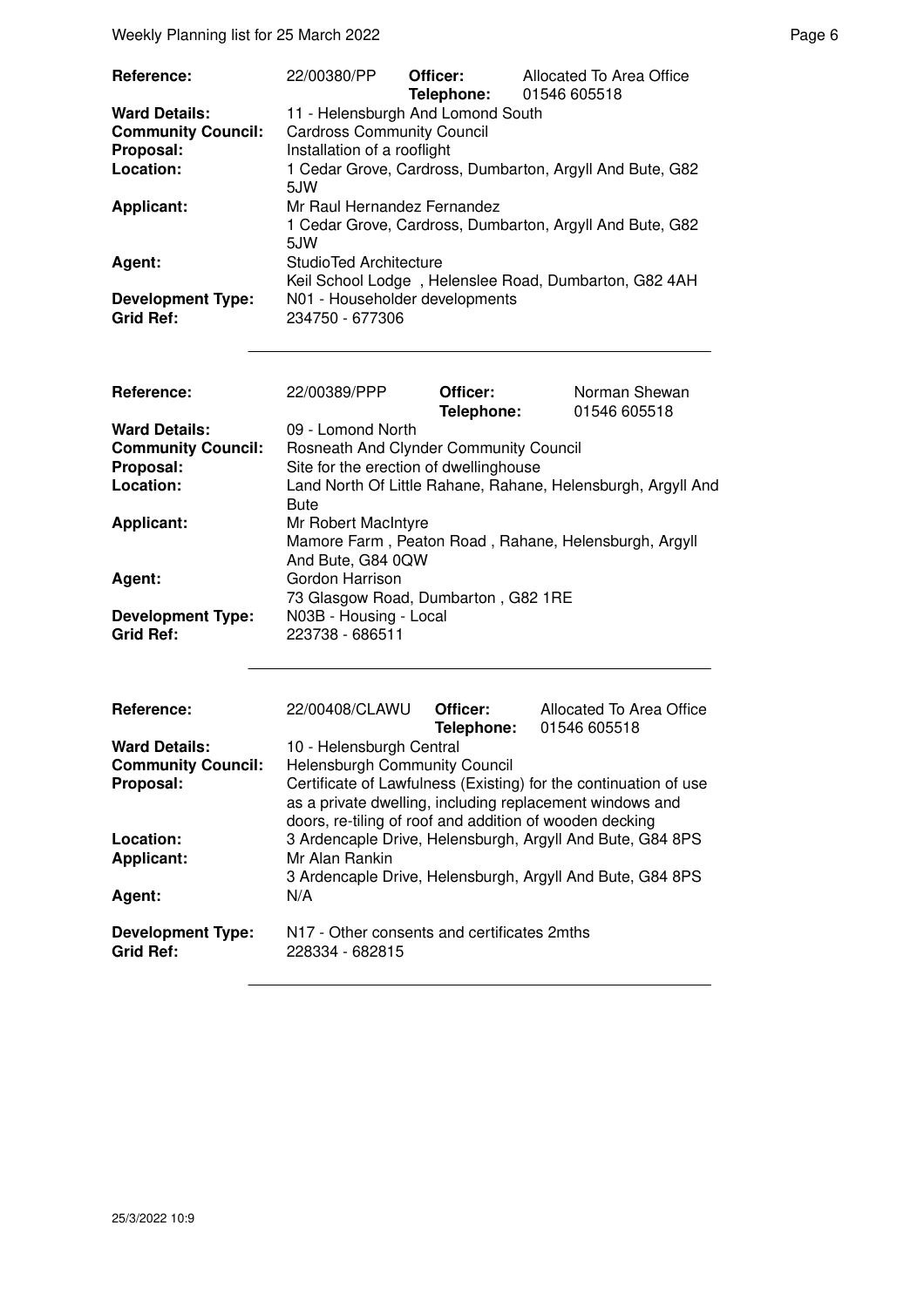| | | | |
|---|---|---|---|
| **Reference:** | 22/00380/PP | **Officer:** **Telephone:** | Allocated To Area Office 01546 605518 |
| **Ward Details:** | 11 - Helensburgh And Lomond South | | |
| **Community Council:** | Cardross Community Council | | |
| **Proposal:** | Installation of a rooflight | | |
| **Location:** | 1 Cedar Grove, Cardross, Dumbarton, Argyll And Bute, G82 5JW | | |
| **Applicant:** | Mr Raul Hernandez Fernandez<br>1 Cedar Grove, Cardross, Dumbarton, Argyll And Bute, G82 5JW | | |
| **Agent:** | StudioTed Architecture<br>Keil School Lodge , Helenslee Road, Dumbarton, G82 4AH | | |
| **Development Type:** | N01 - Householder developments | | |
| **Grid Ref:** | 234750 - 677306 | | |

| | | | |
|---|---|---|---|
| **Reference:** | 22/00389/PPP | **Officer:** **Telephone:** | Norman Shewan 01546 605518 |
| **Ward Details:** | 09 - Lomond North | | |
| **Community Council:** | Rosneath And Clynder Community Council | | |
| **Proposal:** | Site for the erection of dwellinghouse | | |
| **Location:** | Land North Of Little Rahane, Rahane, Helensburgh, Argyll And Bute | | |
| **Applicant:** | Mr Robert MacIntyre<br>Mamore Farm , Peaton Road , Rahane, Helensburgh, Argyll And Bute, G84 0QW | | |
| **Agent:** | Gordon Harrison<br>73 Glasgow Road, Dumbarton , G82 1RE | | |
| **Development Type:** | N03B - Housing - Local | | |
| **Grid Ref:** | 223738 - 686511 | | |

| | | | |
|---|---|---|---|
| **Reference:** | 22/00408/CLAWU | **Officer:** **Telephone:** | Allocated To Area Office 01546 605518 |
| **Ward Details:** | 10 - Helensburgh Central | | |
| **Community Council:** | Helensburgh Community Council | | |
| **Proposal:** | Certificate of Lawfulness (Existing) for the continuation of use as a private dwelling, including replacement windows and doors, re-tiling of roof and addition of wooden decking | | |
| **Location:** | 3 Ardencaple Drive, Helensburgh, Argyll And Bute, G84 8PS | | |
| **Applicant:** | Mr Alan Rankin<br>3 Ardencaple Drive, Helensburgh, Argyll And Bute, G84 8PS | | |
| **Agent:** | N/A | | |
| **Development Type:** | N17 - Other consents and certificates 2mths | | |
| **Grid Ref:** | 228334 - 682815 | | |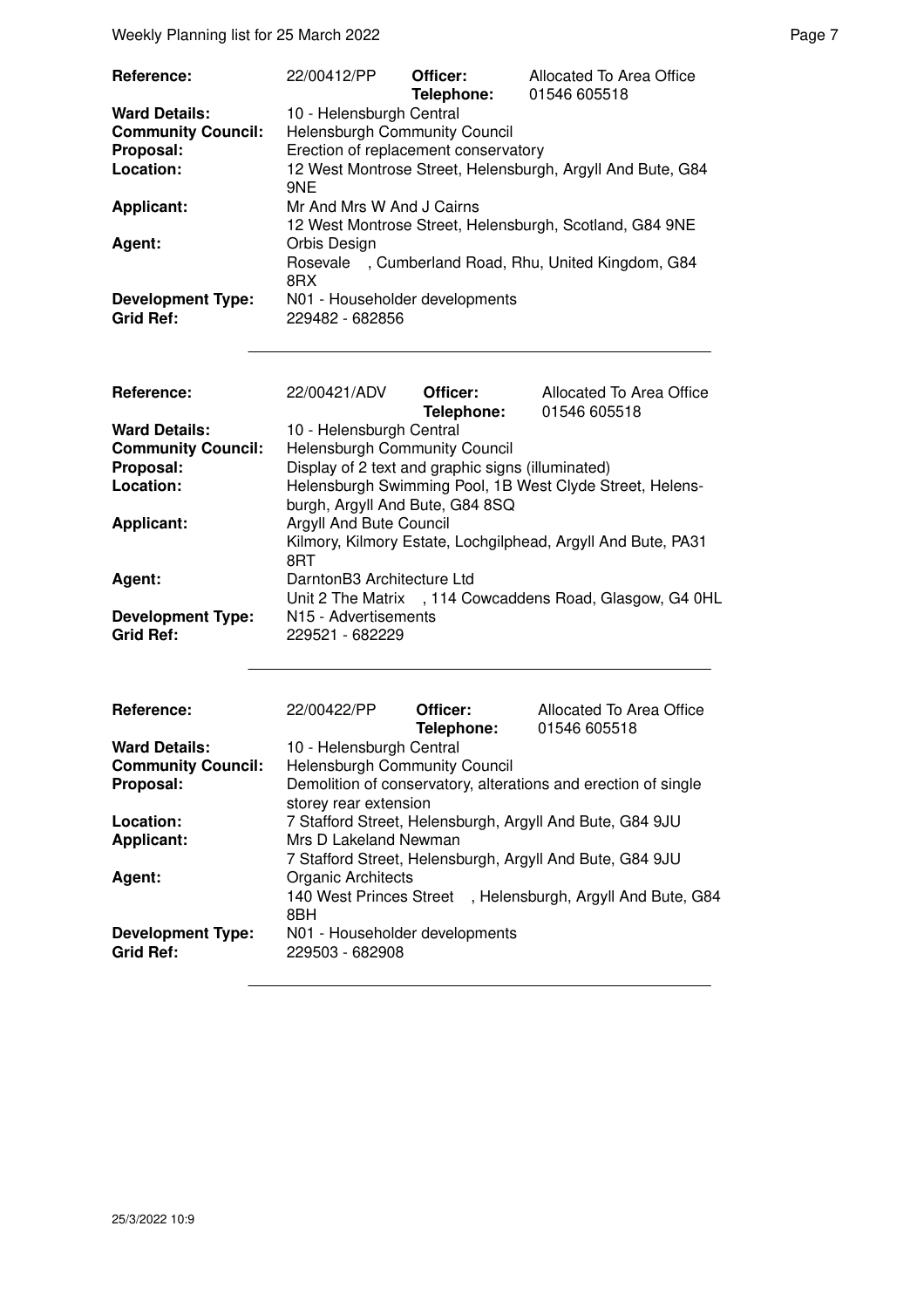| | | | |
|---|---|---|---|
| **Reference:** | 22/00412/PP | **Officer:** | Allocated To Area Office |
| | | **Telephone:** | 01546 605518 |
| **Ward Details:** | 10 - Helensburgh Central | | |
| **Community Council:** | Helensburgh Community Council | | |
| **Proposal:** | Erection of replacement conservatory | | |
| **Location:** | 12 West Montrose Street, Helensburgh, Argyll And Bute, G84 9NE | | |
| **Applicant:** | Mr And Mrs W And J Cairns<br>12 West Montrose Street, Helensburgh, Scotland, G84 9NE | | |
| **Agent:** | Orbis Design<br>Rosevale , Cumberland Road, Rhu, United Kingdom, G84 8RX | | |
| **Development Type:** | N01 - Householder developments | | |
| **Grid Ref:** | 229482 - 682856 | | |

| | | | |
|---|---|---|---|
| **Reference:** | 22/00421/ADV | **Officer:** | Allocated To Area Office |
| | | **Telephone:** | 01546 605518 |
| **Ward Details:** | 10 - Helensburgh Central | | |
| **Community Council:** | Helensburgh Community Council | | |
| **Proposal:** | Display of 2 text and graphic signs (illuminated) | | |
| **Location:** | Helensburgh Swimming Pool, 1B West Clyde Street, Helensburgh, Argyll And Bute, G84 8SQ | | |
| **Applicant:** | Argyll And Bute Council<br>Kilmory, Kilmory Estate, Lochgilphead, Argyll And Bute, PA31 8RT | | |
| **Agent:** | DarntonB3 Architecture Ltd<br>Unit 2 The Matrix , 114 Cowcaddens Road, Glasgow, G4 0HL | | |
| **Development Type:** | N15 - Advertisements | | |
| **Grid Ref:** | 229521 - 682229 | | |

| | | | |
|---|---|---|---|
| **Reference:** | 22/00422/PP | **Officer:** | Allocated To Area Office |
| | | **Telephone:** | 01546 605518 |
| **Ward Details:** | 10 - Helensburgh Central | | |
| **Community Council:** | Helensburgh Community Council | | |
| **Proposal:** | Demolition of conservatory, alterations and erection of single storey rear extension | | |
| **Location:** | 7 Stafford Street, Helensburgh, Argyll And Bute, G84 9JU | | |
| **Applicant:** | Mrs D Lakeland Newman<br>7 Stafford Street, Helensburgh, Argyll And Bute, G84 9JU | | |
| **Agent:** | Organic Architects<br>140 West Princes Street , Helensburgh, Argyll And Bute, G84 8BH | | |
| **Development Type:** | N01 - Householder developments | | |
| **Grid Ref:** | 229503 - 682908 | | |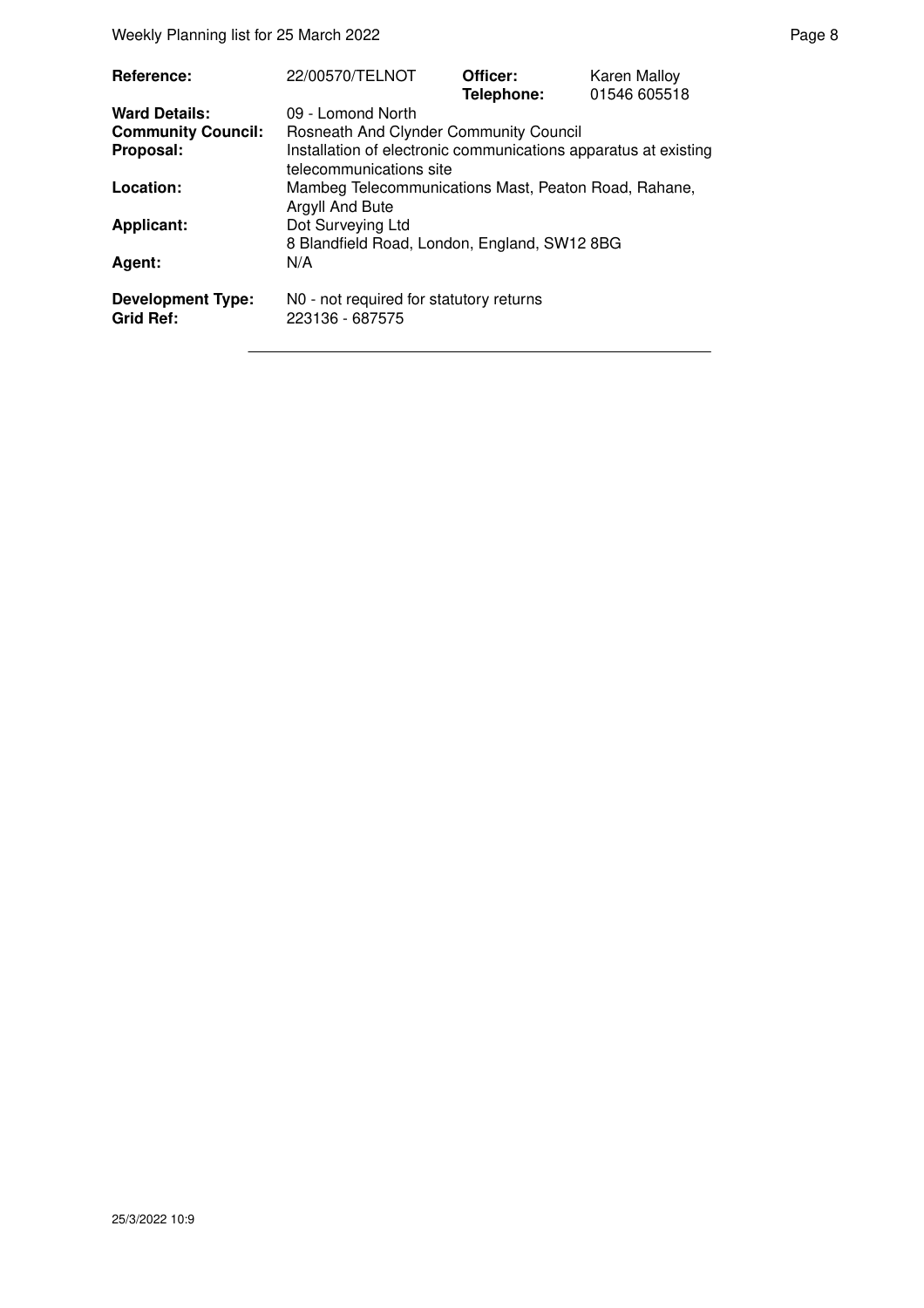| | | | |
|---|---|---|---|
| **Reference:** | 22/00570/TELNOT | **Officer:**<br>**Telephone:** | Karen Malloy<br>01546 605518 |
| **Ward Details:** | 09 - Lomond North | | |
| **Community Council:** | Rosneath And Clynder Community Council | | |
| **Proposal:** | Installation of electronic communications apparatus at existing telecommunications site | | |
| **Location:** | Mambeg Telecommunications Mast, Peaton Road, Rahane, Argyll And Bute | | |
| **Applicant:** | Dot Surveying Ltd<br>8 Blandfield Road, London, England, SW12 8BG | | |
| **Agent:** | N/A | | |
| **Development Type:** | N0 - not required for statutory returns | | |
| **Grid Ref:** | 223136 - 687575 | | |

25/3/2022 10:9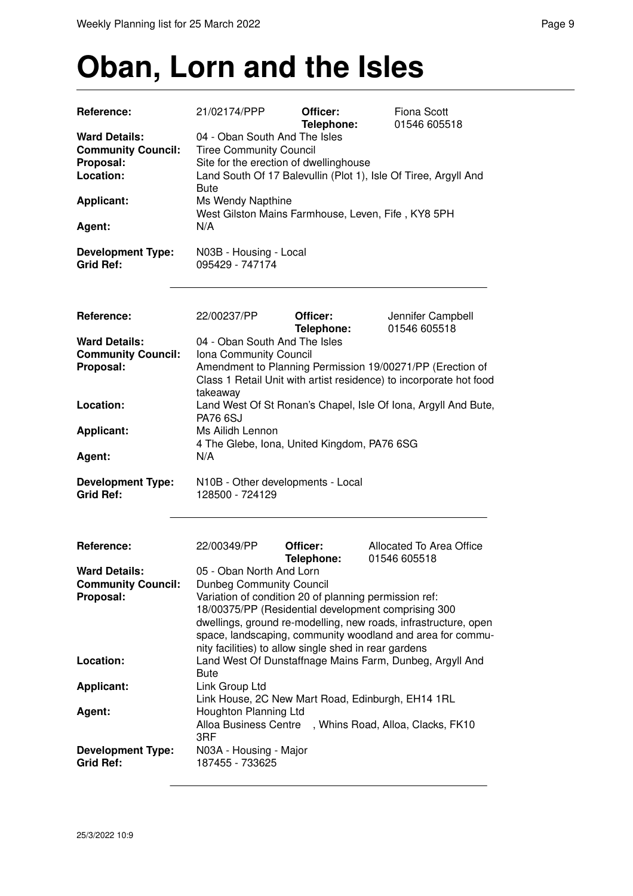# Oban, Lorn and the Isles

| | | | |
|---|---|---|---|
| **Reference:** | 21/02174/PPP | **Officer:** | Fiona Scott |
| | | **Telephone:** | 01546 605518 |
| **Ward Details:** | 04 - Oban South And The Isles | | |
| **Community Council:** | Tiree Community Council | | |
| **Proposal:** | Site for the erection of dwellinghouse | | |
| **Location:** | Land South Of 17 Balevullin (Plot 1), Isle Of Tiree, Argyll And Bute | | |
| **Applicant:** | Ms Wendy Napthine<br>West Gilston Mains Farmhouse, Leven, Fife , KY8 5PH | | |
| **Agent:** | N/A | | |
| **Development Type:** | N03B - Housing - Local | | |
| **Grid Ref:** | 095429 - 747174 | | |

| | | | |
|---|---|---|---|
| **Reference:** | 22/00237/PP | **Officer:** | Jennifer Campbell |
| | | **Telephone:** | 01546 605518 |
| **Ward Details:** | 04 - Oban South And The Isles | | |
| **Community Council:** | Iona Community Council | | |
| **Proposal:** | Amendment to Planning Permission 19/00271/PP (Erection of Class 1 Retail Unit with artist residence) to incorporate hot food takeaway | | |
| **Location:** | Land West Of St Ronan's Chapel, Isle Of Iona, Argyll And Bute, PA76 6SJ | | |
| **Applicant:** | Ms Ailidh Lennon<br>4 The Glebe, Iona, United Kingdom, PA76 6SG | | |
| **Agent:** | N/A | | |
| **Development Type:** | N10B - Other developments - Local | | |
| **Grid Ref:** | 128500 - 724129 | | |

| | | | |
|---|---|---|---|
| **Reference:** | 22/00349/PP | **Officer:** | Allocated To Area Office |
| | | **Telephone:** | 01546 605518 |
| **Ward Details:** | 05 - Oban North And Lorn | | |
| **Community Council:** | Dunbeg Community Council | | |
| **Proposal:** | Variation of condition 20 of planning permission ref: 18/00375/PP (Residential development comprising 300 dwellings, ground re-modelling, new roads, infrastructure, open space, landscaping, community woodland and area for community facilities) to allow single shed in rear gardens | | |
| **Location:** | Land West Of Dunstaffnage Mains Farm, Dunbeg, Argyll And Bute | | |
| **Applicant:** | Link Group Ltd<br>Link House, 2C New Mart Road, Edinburgh, EH14 1RL | | |
| **Agent:** | Houghton Planning Ltd<br>Alloa Business Centre , Whins Road, Alloa, Clacks, FK10 3RF | | |
| **Development Type:** | N03A - Housing - Major | | |
| **Grid Ref:** | 187455 - 733625 | | |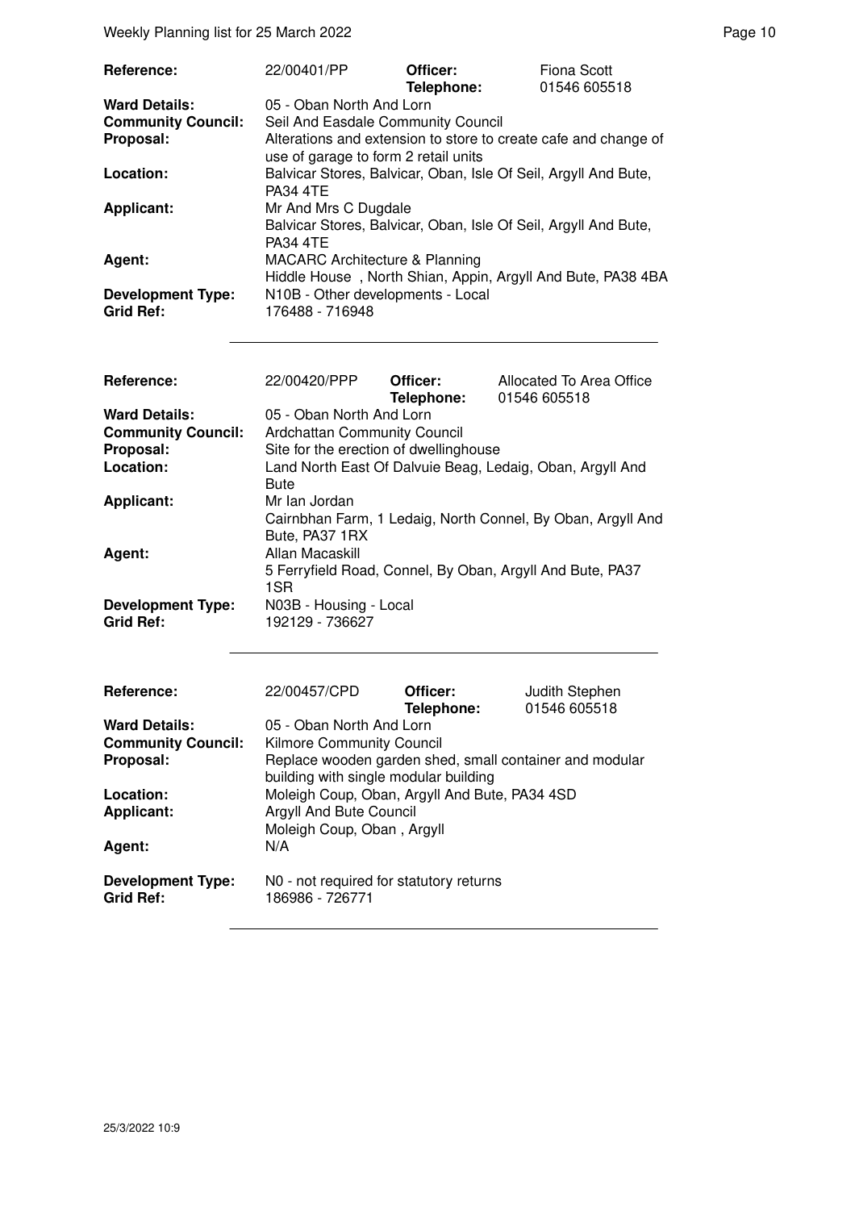| | | | |
|---|---|---|---|
| **Reference:** | 22/00401/PP | **Officer:** **Telephone:** | Fiona Scott 01546 605518 |
| **Ward Details:** | 05 - Oban North And Lorn | | |
| **Community Council:** | Seil And Easdale Community Council | | |
| **Proposal:** | Alterations and extension to store to create cafe and change of use of garage to form 2 retail units | | |
| **Location:** | Balvicar Stores, Balvicar, Oban, Isle Of Seil, Argyll And Bute, PA34 4TE | | |
| **Applicant:** | Mr And Mrs C Dugdale Balvicar Stores, Balvicar, Oban, Isle Of Seil, Argyll And Bute, PA34 4TE | | |
| **Agent:** | MACARC Architecture & Planning Hiddle House , North Shian, Appin, Argyll And Bute, PA38 4BA | | |
| **Development Type:** | N10B - Other developments - Local | | |
| **Grid Ref:** | 176488 - 716948 | | |

| | | | |
|---|---|---|---|
| **Reference:** | 22/00420/PPP | **Officer:** **Telephone:** | Allocated To Area Office 01546 605518 |
| **Ward Details:** | 05 - Oban North And Lorn | | |
| **Community Council:** | Ardchattan Community Council | | |
| **Proposal:** | Site for the erection of dwellinghouse | | |
| **Location:** | Land North East Of Dalvuie Beag, Ledaig, Oban, Argyll And Bute | | |
| **Applicant:** | Mr Ian Jordan Cairnbhan Farm, 1 Ledaig, North Connel, By Oban, Argyll And Bute, PA37 1RX | | |
| **Agent:** | Allan Macaskill 5 Ferryfield Road, Connel, By Oban, Argyll And Bute, PA37 1SR | | |
| **Development Type:** | N03B - Housing - Local | | |
| **Grid Ref:** | 192129 - 736627 | | |

| | | | |
|---|---|---|---|
| **Reference:** | 22/00457/CPD | **Officer:** **Telephone:** | Judith Stephen 01546 605518 |
| **Ward Details:** | 05 - Oban North And Lorn | | |
| **Community Council:** | Kilmore Community Council | | |
| **Proposal:** | Replace wooden garden shed, small container and modular building with single modular building | | |
| **Location:** | Moleigh Coup, Oban, Argyll And Bute, PA34 4SD | | |
| **Applicant:** | Argyll And Bute Council Moleigh Coup, Oban , Argyll | | |
| **Agent:** | N/A | | |
| **Development Type:** | N0 - not required for statutory returns | | |
| **Grid Ref:** | 186986 - 726771 | | |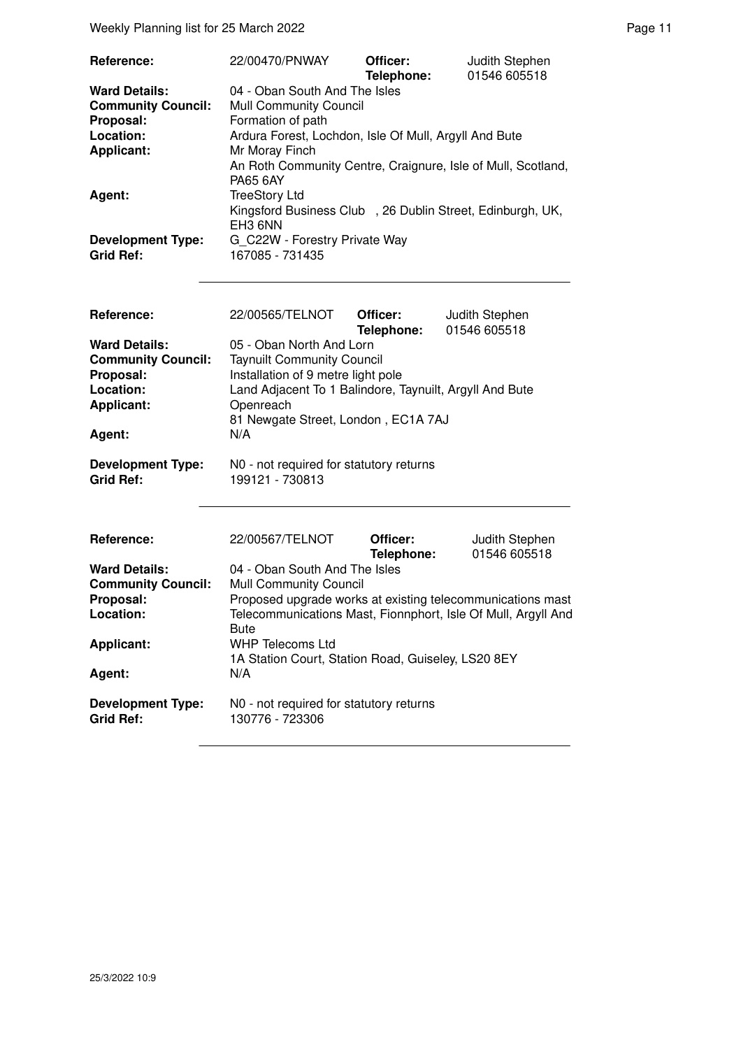| | | | |
|---|---|---|---|
| **Reference:** | 22/00470/PNWAY | **Officer:** **Telephone:** | Judith Stephen 01546 605518 |
| **Ward Details:** | 04 - Oban South And The Isles | | |
| **Community Council:** | Mull Community Council | | |
| **Proposal:** | Formation of path | | |
| **Location:** | Ardura Forest, Lochdon, Isle Of Mull, Argyll And Bute | | |
| **Applicant:** | Mr Moray Finch An Roth Community Centre, Craignure, Isle of Mull, Scotland, PA65 6AY | | |
| **Agent:** | TreeStory Ltd Kingsford Business Club , 26 Dublin Street, Edinburgh, UK, EH3 6NN | | |
| **Development Type:** | G_C22W - Forestry Private Way | | |
| **Grid Ref:** | 167085 - 731435 | | |

| | | | |
|---|---|---|---|
| **Reference:** | 22/00565/TELNOT | **Officer:** **Telephone:** | Judith Stephen 01546 605518 |
| **Ward Details:** | 05 - Oban North And Lorn | | |
| **Community Council:** | Taynuilt Community Council | | |
| **Proposal:** | Installation of 9 metre light pole | | |
| **Location:** | Land Adjacent To 1 Balindore, Taynuilt, Argyll And Bute | | |
| **Applicant:** | Openreach 81 Newgate Street, London , EC1A 7AJ | | |
| **Agent:** | N/A | | |
| **Development Type:** | N0 - not required for statutory returns | | |
| **Grid Ref:** | 199121 - 730813 | | |

| | | | |
|---|---|---|---|
| **Reference:** | 22/00567/TELNOT | **Officer:** **Telephone:** | Judith Stephen 01546 605518 |
| **Ward Details:** | 04 - Oban South And The Isles | | |
| **Community Council:** | Mull Community Council | | |
| **Proposal:** | Proposed upgrade works at existing telecommunications mast | | |
| **Location:** | Telecommunications Mast, Fionnphort, Isle Of Mull, Argyll And Bute | | |
| **Applicant:** | WHP Telecoms Ltd 1A Station Court, Station Road, Guiseley, LS20 8EY | | |
| **Agent:** | N/A | | |
| **Development Type:** | N0 - not required for statutory returns | | |
| **Grid Ref:** | 130776 - 723306 | | |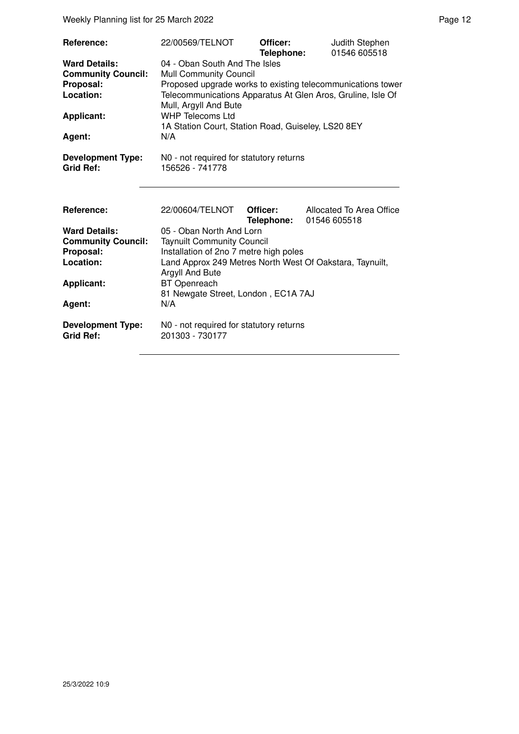| | | | |
|---|---|---|---|
| **Reference:** | 22/00569/TELNOT | **Officer:** **Telephone:** | Judith Stephen 01546 605518 |
| **Ward Details:** | 04 - Oban South And The Isles | | |
| **Community Council:** | Mull Community Council | | |
| **Proposal:** | Proposed upgrade works to existing telecommunications tower | | |
| **Location:** | Telecommunications Apparatus At Glen Aros, Gruline, Isle Of Mull, Argyll And Bute | | |
| **Applicant:** | WHP Telecoms Ltd 1A Station Court, Station Road, Guiseley, LS20 8EY | | |
| **Agent:** | N/A | | |
| **Development Type:** | N0 - not required for statutory returns | | |
| **Grid Ref:** | 156526 - 741778 | | |

| | | | |
|---|---|---|---|
| **Reference:** | 22/00604/TELNOT | **Officer:** **Telephone:** | Allocated To Area Office 01546 605518 |
| **Ward Details:** | 05 - Oban North And Lorn | | |
| **Community Council:** | Taynuilt Community Council | | |
| **Proposal:** | Installation of 2no 7 metre high poles | | |
| **Location:** | Land Approx 249 Metres North West Of Oakstara, Taynuilt, Argyll And Bute | | |
| **Applicant:** | BT Openreach 81 Newgate Street, London , EC1A 7AJ | | |
| **Agent:** | N/A | | |
| **Development Type:** | N0 - not required for statutory returns | | |
| **Grid Ref:** | 201303 - 730177 | | |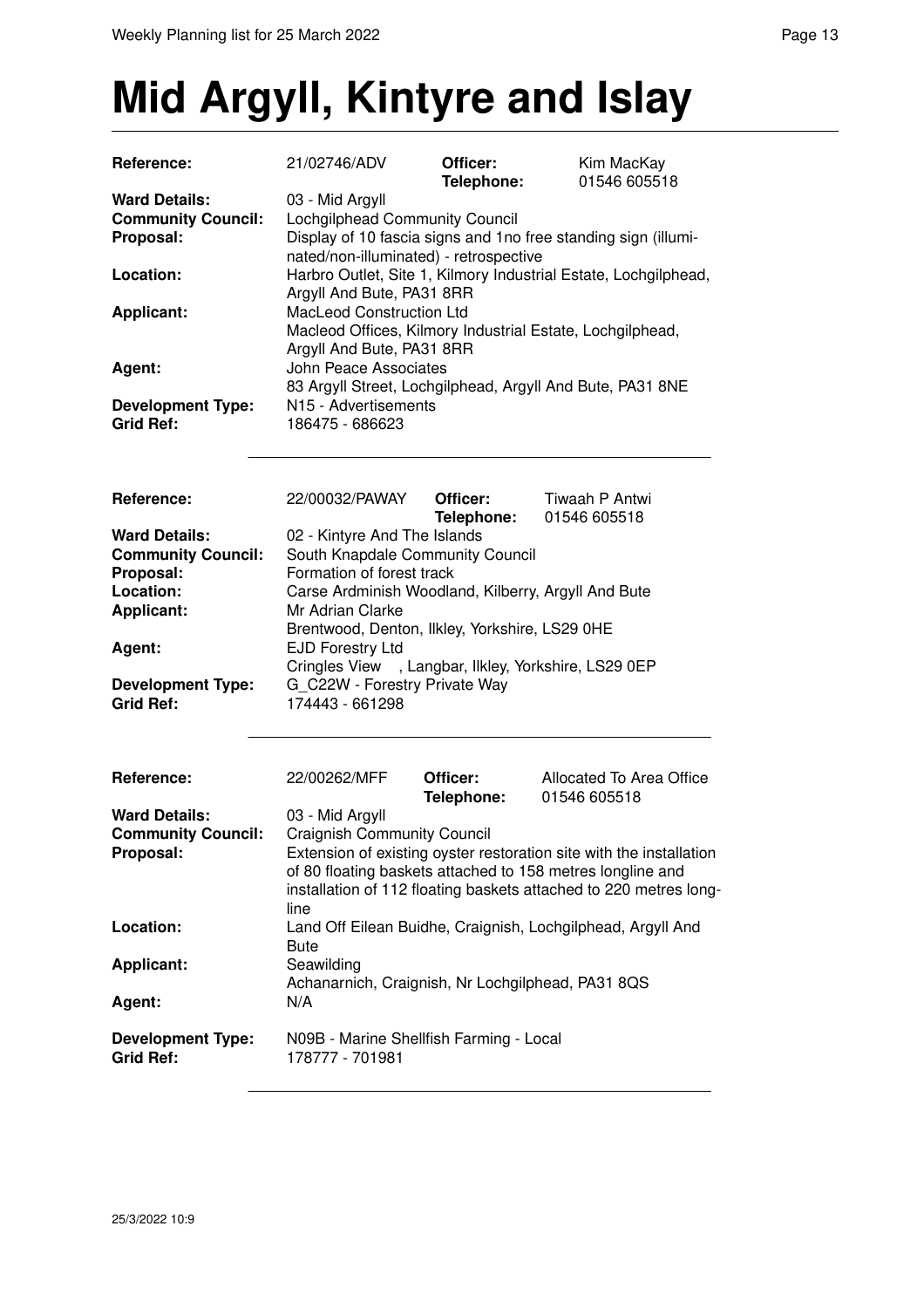# Mid Argyll, Kintyre and Islay

| | | | |
|---|---|---|---|
| **Reference:** | 21/02746/ADV | **Officer:** | Kim MacKay |
| | | **Telephone:** | 01546 605518 |
| **Ward Details:** | 03 - Mid Argyll | | |
| **Community Council:** | Lochgilphead Community Council | | |
| **Proposal:** | Display of 10 fascia signs and 1no free standing sign (illuminated/non-illuminated) - retrospective | | |
| **Location:** | Harbro Outlet, Site 1, Kilmory Industrial Estate, Lochgilphead, Argyll And Bute, PA31 8RR | | |
| **Applicant:** | MacLeod Construction Ltd<br>Macleod Offices, Kilmory Industrial Estate, Lochgilphead, Argyll And Bute, PA31 8RR | | |
| **Agent:** | John Peace Associates<br>83 Argyll Street, Lochgilphead, Argyll And Bute, PA31 8NE | | |
| **Development Type:** | N15 - Advertisements | | |
| **Grid Ref:** | 186475 - 686623 | | |

| | | | |
|---|---|---|---|
| **Reference:** | 22/00032/PAWAY | **Officer:** | Tiwaah P Antwi |
| | | **Telephone:** | 01546 605518 |
| **Ward Details:** | 02 - Kintyre And The Islands | | |
| **Community Council:** | South Knapdale Community Council | | |
| **Proposal:** | Formation of forest track | | |
| **Location:** | Carse Ardminish Woodland, Kilberry, Argyll And Bute | | |
| **Applicant:** | Mr Adrian Clarke<br>Brentwood, Denton, Ilkley, Yorkshire, LS29 0HE | | |
| **Agent:** | EJD Forestry Ltd<br>Cringles View , Langbar, Ilkley, Yorkshire, LS29 0EP | | |
| **Development Type:** | G_C22W - Forestry Private Way | | |
| **Grid Ref:** | 174443 - 661298 | | |

| | | | |
|---|---|---|---|
| **Reference:** | 22/00262/MFF | **Officer:** | Allocated To Area Office |
| | | **Telephone:** | 01546 605518 |
| **Ward Details:** | 03 - Mid Argyll | | |
| **Community Council:** | Craignish Community Council | | |
| **Proposal:** | Extension of existing oyster restoration site with the installation of 80 floating baskets attached to 158 metres longline and installation of 112 floating baskets attached to 220 metres longline | | |
| **Location:** | Land Off Eilean Buidhe, Craignish, Lochgilphead, Argyll And Bute | | |
| **Applicant:** | Seawilding<br>Achanarnich, Craignish, Nr Lochgilphead, PA31 8QS | | |
| **Agent:** | N/A | | |
| **Development Type:** | N09B - Marine Shellfish Farming - Local | | |
| **Grid Ref:** | 178777 - 701981 | | |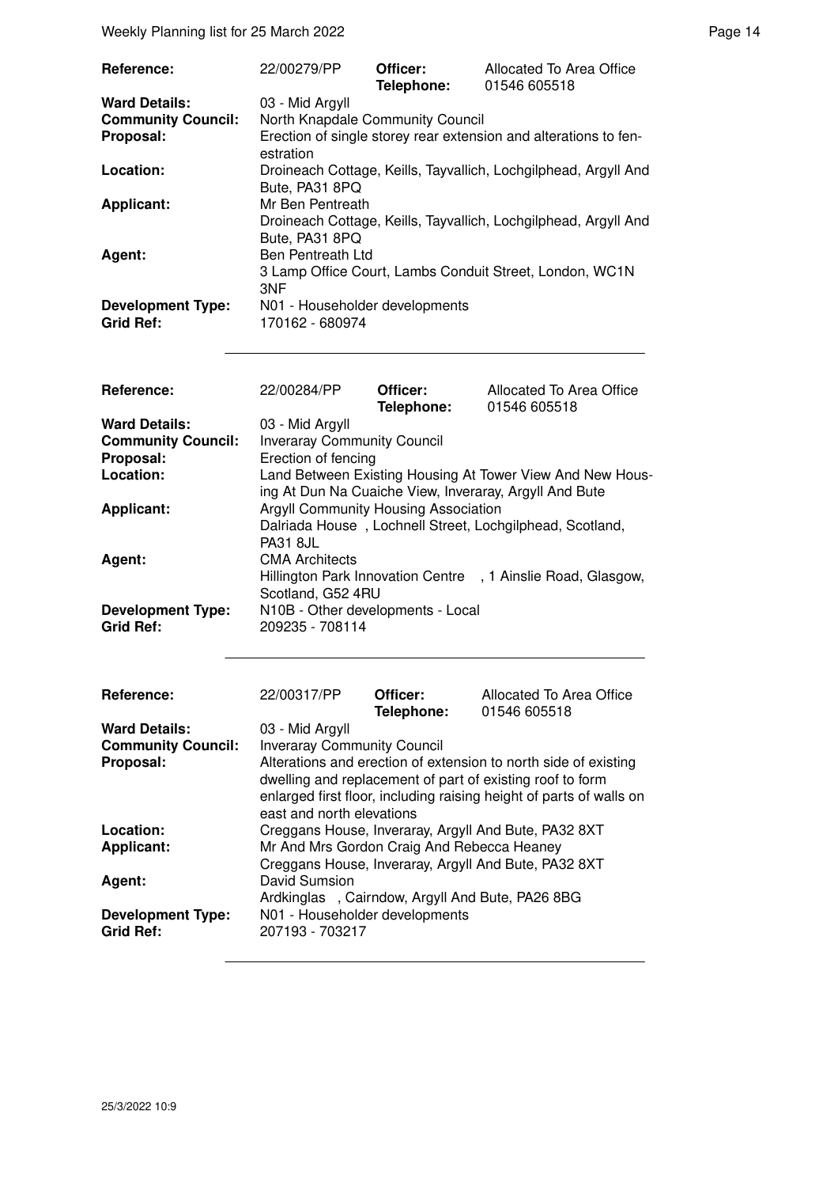| | | | |
|---|---|---|---|
| **Reference:** | 22/00279/PP | **Officer:** **Telephone:** | Allocated To Area Office 01546 605518 |
| **Ward Details:** | 03 - Mid Argyll | | |
| **Community Council:** | North Knapdale Community Council | | |
| **Proposal:** | Erection of single storey rear extension and alterations to fenestration | | |
| **Location:** | Droineach Cottage, Keills, Tayvallich, Lochgilphead, Argyll And Bute, PA31 8PQ | | |
| **Applicant:** | Mr Ben Pentreath<br>Droineach Cottage, Keills, Tayvallich, Lochgilphead, Argyll And Bute, PA31 8PQ | | |
| **Agent:** | Ben Pentreath Ltd<br>3 Lamp Office Court, Lambs Conduit Street, London, WC1N 3NF | | |
| **Development Type:** | N01 - Householder developments | | |
| **Grid Ref:** | 170162 - 680974 | | |

| | | | |
|---|---|---|---|
| **Reference:** | 22/00284/PP | **Officer:** **Telephone:** | Allocated To Area Office 01546 605518 |
| **Ward Details:** | 03 - Mid Argyll | | |
| **Community Council:** | Inveraray Community Council | | |
| **Proposal:** | Erection of fencing | | |
| **Location:** | Land Between Existing Housing At Tower View And New Housing At Dun Na Cuaiche View, Inveraray, Argyll And Bute | | |
| **Applicant:** | Argyll Community Housing Association<br>Dalriada House , Lochnell Street, Lochgilphead, Scotland, PA31 8JL | | |
| **Agent:** | CMA Architects<br>Hillington Park Innovation Centre , 1 Ainslie Road, Glasgow, Scotland, G52 4RU | | |
| **Development Type:** | N10B - Other developments - Local | | |
| **Grid Ref:** | 209235 - 708114 | | |

| | | | |
|---|---|---|---|
| **Reference:** | 22/00317/PP | **Officer:** **Telephone:** | Allocated To Area Office 01546 605518 |
| **Ward Details:** | 03 - Mid Argyll | | |
| **Community Council:** | Inveraray Community Council | | |
| **Proposal:** | Alterations and erection of extension to north side of existing dwelling and replacement of part of existing roof to form enlarged first floor, including raising height of parts of walls on east and north elevations | | |
| **Location:** | Creggans House, Inveraray, Argyll And Bute, PA32 8XT | | |
| **Applicant:** | Mr And Mrs Gordon Craig And Rebecca Heaney<br>Creggans House, Inveraray, Argyll And Bute, PA32 8XT | | |
| **Agent:** | David Sumsion<br>Ardkinglas , Cairndow, Argyll And Bute, PA26 8BG | | |
| **Development Type:** | N01 - Householder developments | | |
| **Grid Ref:** | 207193 - 703217 | | |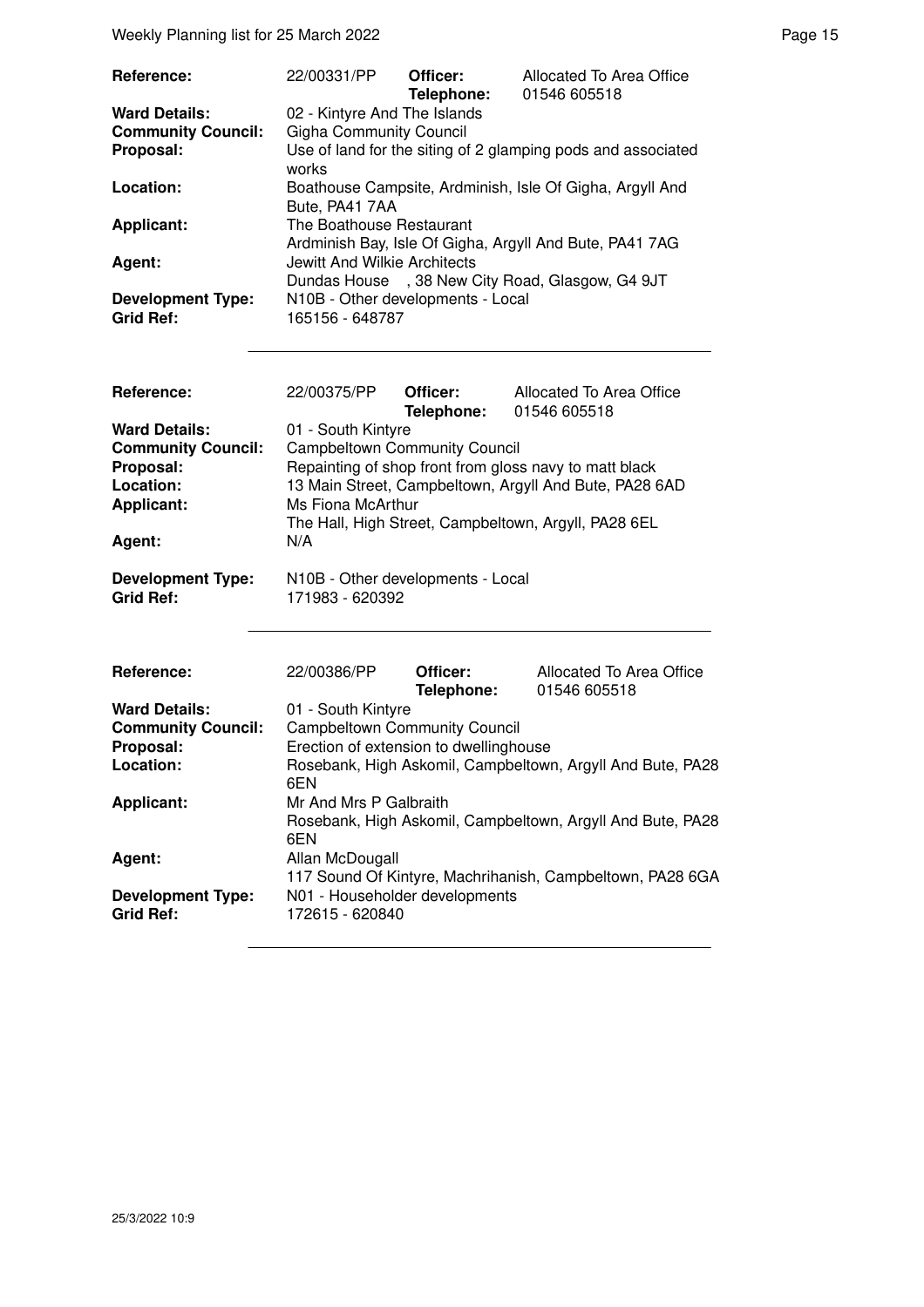| Reference: | 22/00331/PP | Officer: Telephone: | Allocated To Area Office 01546 605518 |
|---|---|---|---|
| Ward Details: | 02 - Kintyre And The Islands | | |
| Community Council: | Gigha Community Council | | |
| Proposal: | Use of land for the siting of 2 glamping pods and associated works | | |
| Location: | Boathouse Campsite, Ardminish, Isle Of Gigha, Argyll And Bute, PA41 7AA | | |
| Applicant: | The Boathouse Restaurant Ardminish Bay, Isle Of Gigha, Argyll And Bute, PA41 7AG | | |
| Agent: | Jewitt And Wilkie Architects Dundas House , 38 New City Road, Glasgow, G4 9JT | | |
| Development Type: | N10B - Other developments - Local | | |
| Grid Ref: | 165156 - 648787 | | |

| Reference: | 22/00375/PP | Officer: Telephone: | Allocated To Area Office 01546 605518 |
|---|---|---|---|
| Ward Details: | 01 - South Kintyre | | |
| Community Council: | Campbeltown Community Council | | |
| Proposal: | Repainting of shop front from gloss navy to matt black | | |
| Location: | 13 Main Street, Campbeltown, Argyll And Bute, PA28 6AD | | |
| Applicant: | Ms Fiona McArthur The Hall, High Street, Campbeltown, Argyll, PA28 6EL | | |
| Agent: | N/A | | |
| Development Type: | N10B - Other developments - Local | | |
| Grid Ref: | 171983 - 620392 | | |

| Reference: | 22/00386/PP | Officer: Telephone: | Allocated To Area Office 01546 605518 |
|---|---|---|---|
| Ward Details: | 01 - South Kintyre | | |
| Community Council: | Campbeltown Community Council | | |
| Proposal: | Erection of extension to dwellinghouse | | |
| Location: | Rosebank, High Askomil, Campbeltown, Argyll And Bute, PA28 6EN | | |
| Applicant: | Mr And Mrs P Galbraith Rosebank, High Askomil, Campbeltown, Argyll And Bute, PA28 6EN | | |
| Agent: | Allan McDougall 117 Sound Of Kintyre, Machrihanish, Campbeltown, PA28 6GA | | |
| Development Type: | N01 - Householder developments | | |
| Grid Ref: | 172615 - 620840 | | |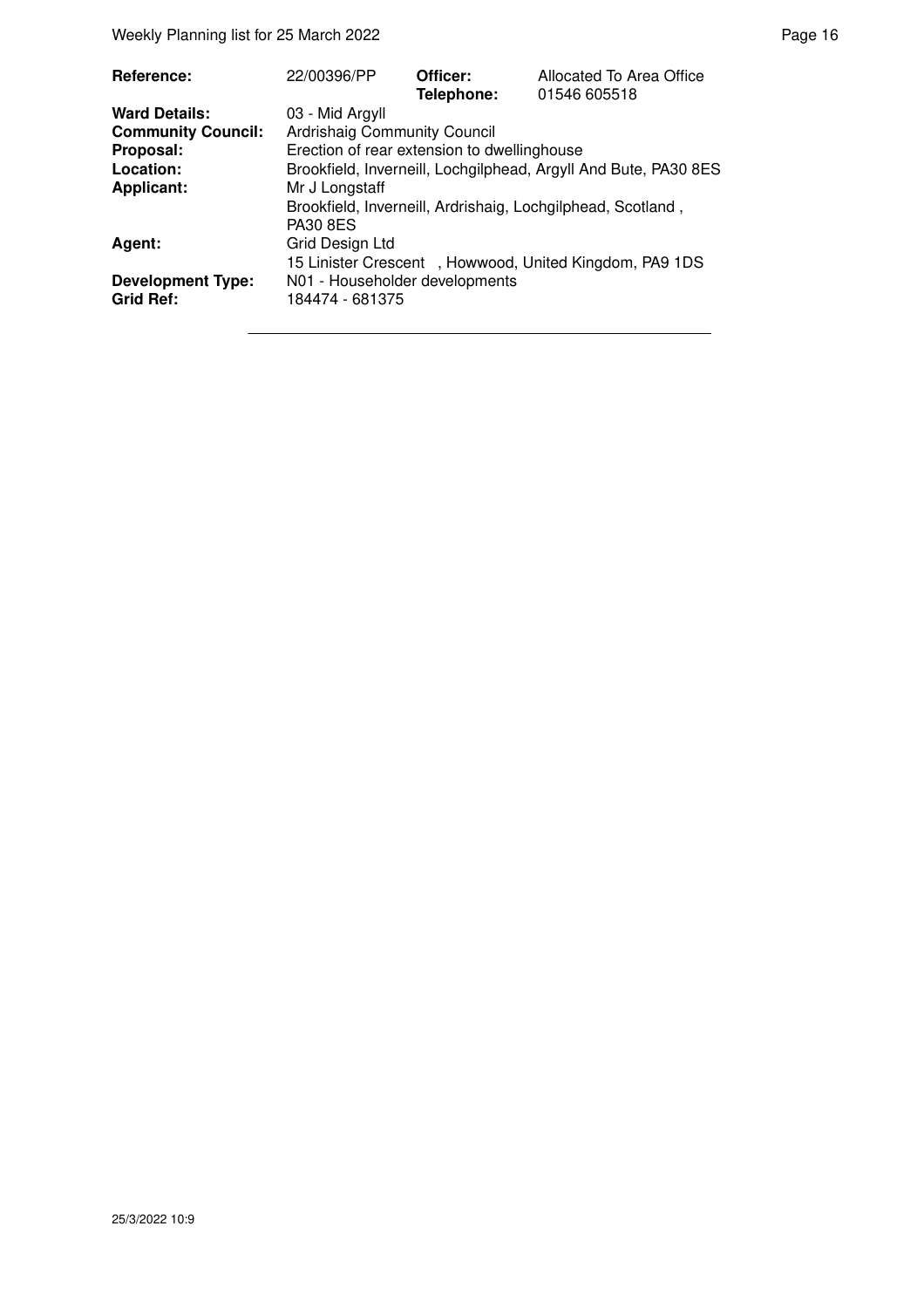| | | | |
|---|---|---|---|
| **Reference:** | 22/00396/PP | **Officer:**<br>**Telephone:** | Allocated To Area Office<br>01546 605518 |
| **Ward Details:** | 03 - Mid Argyll | | |
| **Community Council:** | Ardrishaig Community Council | | |
| **Proposal:** | Erection of rear extension to dwellinghouse | | |
| **Location:** | Brookfield, Inverneill, Lochgilphead, Argyll And Bute, PA30 8ES | | |
| **Applicant:** | Mr J Longstaff<br>Brookfield, Inverneill, Ardrishaig, Lochgilphead, Scotland , PA30 8ES | | |
| **Agent:** | Grid Design Ltd<br>15 Linister Crescent , Howwood, United Kingdom, PA9 1DS | | |
| **Development Type:** | N01 - Householder developments | | |
| **Grid Ref:** | 184474 - 681375 | | |

25/3/2022 10:9